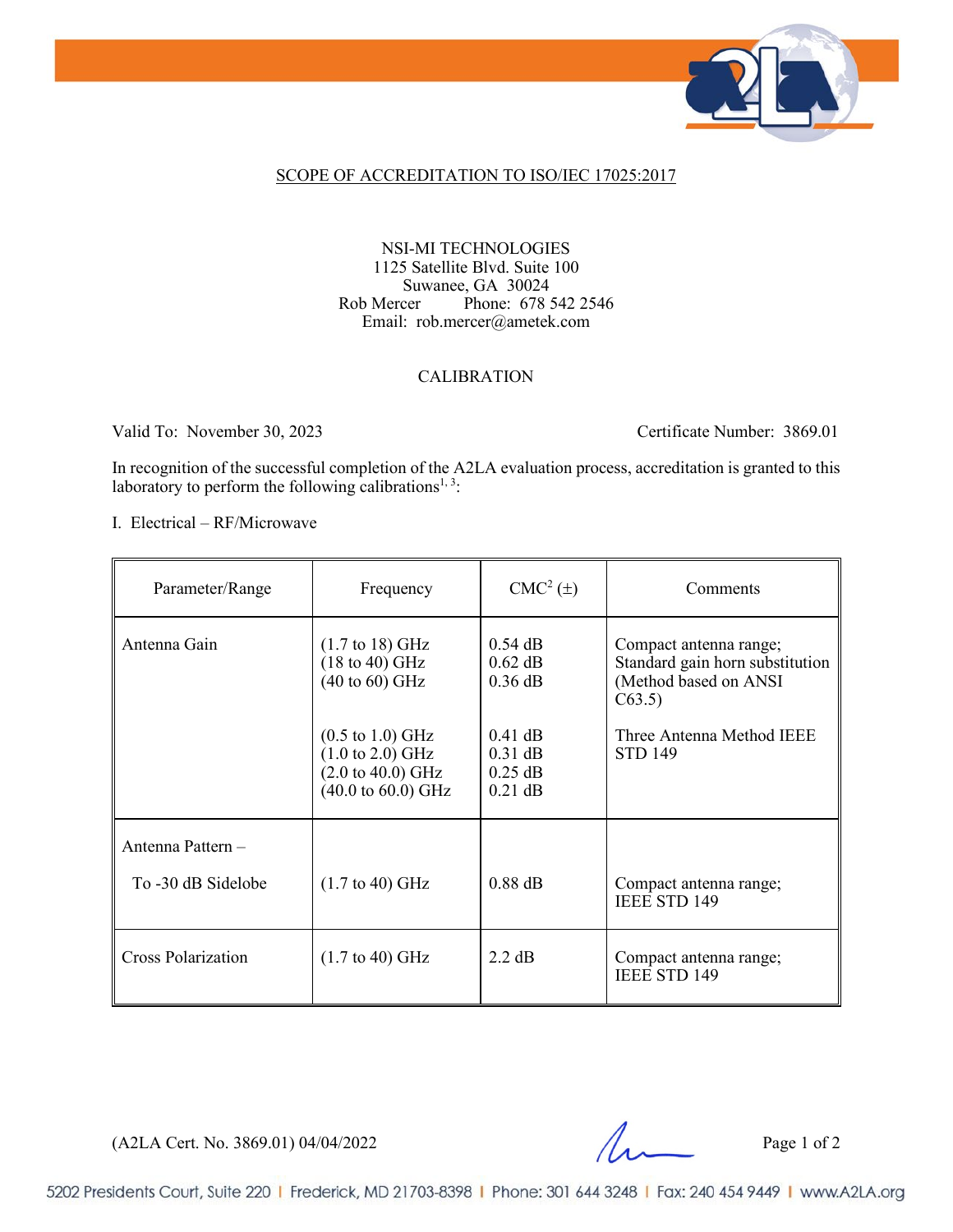# SCOPE OF ACCREDITATION TO ISO/IEC 17025:2017

NSI-MI TECHNOLOGIES
1125 Satellite Blvd. Suite 100
Suwanee, GA 30024
Rob Mercer Phone: 678 542 2546
Email: rob.mercer@ametek.com

## CALIBRATION

Valid To: November 30, 2023 Certificate Number: 3869.01

In recognition of the successful completion of the A2LA evaluation process, accreditation is granted to this laboratory to perform the following calibrations[1, 3]:

I. Electrical – RF/Microwave

| Parameter/Range | Frequency | CMC[2] (±) | Comments |
|---|---|---|---|
| Antenna Gain | (1.7 to 18) GHz<br>(18 to 40) GHz<br>(40 to 60) GHz | 0.54 dB<br>0.62 dB<br>0.36 dB | Compact antenna range; Standard gain horn substitution (Method based on ANSI C63.5) |
| | (0.5 to 1.0) GHz<br>(1.0 to 2.0) GHz<br>(2.0 to 40.0) GHz<br>(40.0 to 60.0) GHz | 0.41 dB<br>0.31 dB<br>0.25 dB<br>0.21 dB | Three Antenna Method IEEE STD 149 |
| Antenna Pattern –<br>To -30 dB Sidelobe | (1.7 to 40) GHz | 0.88 dB | Compact antenna range; IEEE STD 149 |
| Cross Polarization | (1.7 to 40) GHz | 2.2 dB | Compact antenna range; IEEE STD 149 |

(A2LA Cert. No. 3869.01) 04/04/2022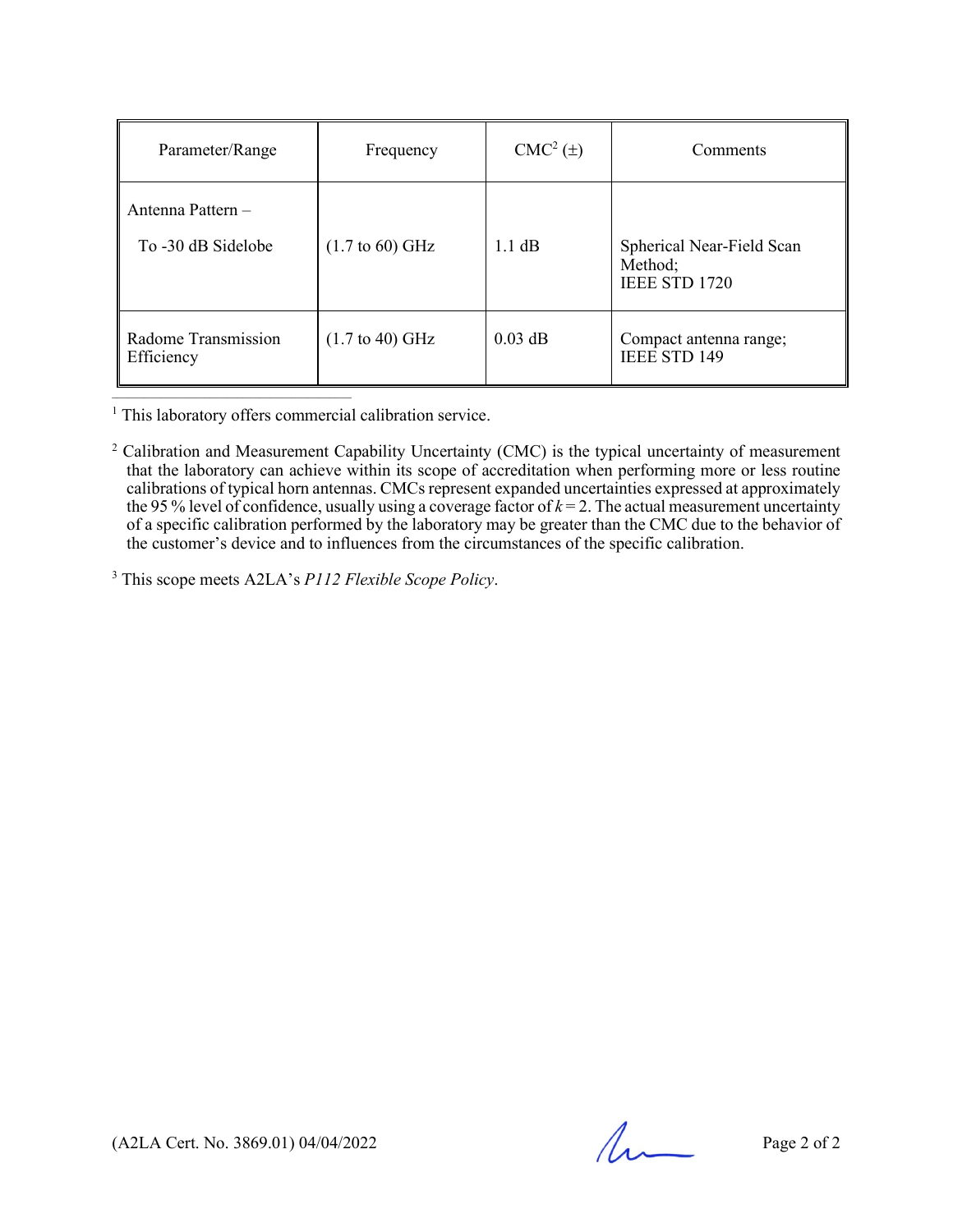| Parameter/Range | Frequency | CMC[2] (±) | Comments |
|---|---|---|---|
| Antenna Pattern – To -30 dB Sidelobe | (1.7 to 60) GHz | 1.1 dB | Spherical Near-Field Scan Method; IEEE STD 1720 |
| Radome Transmission Efficiency | (1.7 to 40) GHz | 0.03 dB | Compact antenna range; IEEE STD 149 |

[1] This laboratory offers commercial calibration service.

[2] Calibration and Measurement Capability Uncertainty (CMC) is the typical uncertainty of measurement that the laboratory can achieve within its scope of accreditation when performing more or less routine calibrations of typical horn antennas. CMCs represent expanded uncertainties expressed at approximately the 95 % level of confidence, usually using a coverage factor of $k = 2$. The actual measurement uncertainty of a specific calibration performed by the laboratory may be greater than the CMC due to the behavior of the customer's device and to influences from the circumstances of the specific calibration.

[3] This scope meets A2LA's *P112 Flexible Scope Policy*.

(A2LA Cert. No. 3869.01) 04/04/2022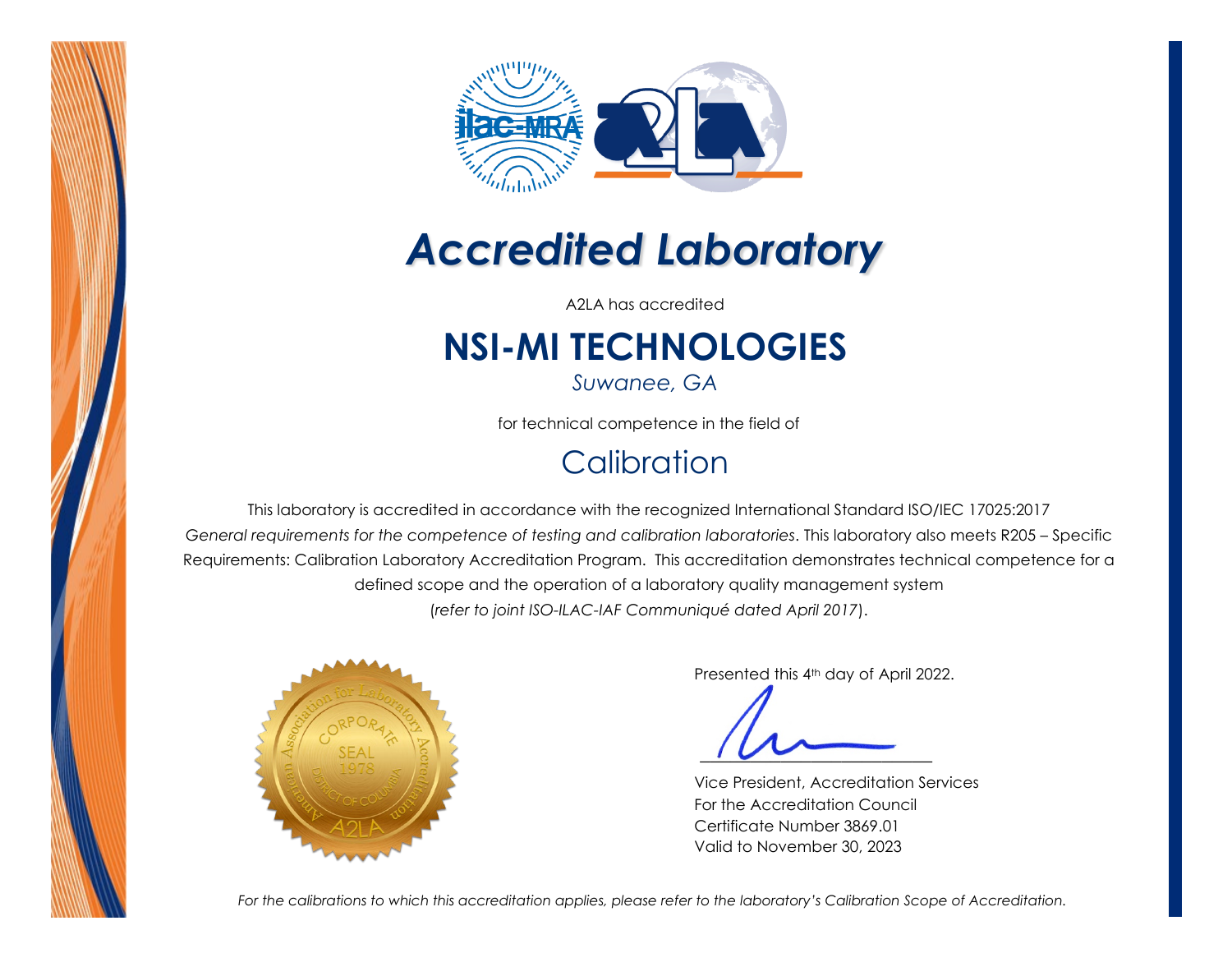# *Accredited Laboratory*

A2LA has accredited

## NSI-MI TECHNOLOGIES

*Suwanee, GA*

for technical competence in the field of

## Calibration

This laboratory is accredited in accordance with the recognized International Standard ISO/IEC 17025:2017 *General requirements for the competence of testing and calibration laboratories*. This laboratory also meets R205 – Specific Requirements: Calibration Laboratory Accreditation Program. This accreditation demonstrates technical competence for a defined scope and the operation of a laboratory quality management system (*refer to joint ISO-ILAC-IAF Communiqué dated April 2017*).

Presented this 4th day of April 2022.

Vice President, Accreditation Services
For the Accreditation Council
Certificate Number 3869.01
Valid to November 30, 2023

*For the calibrations to which this accreditation applies, please refer to the laboratory's Calibration Scope of Accreditation.*